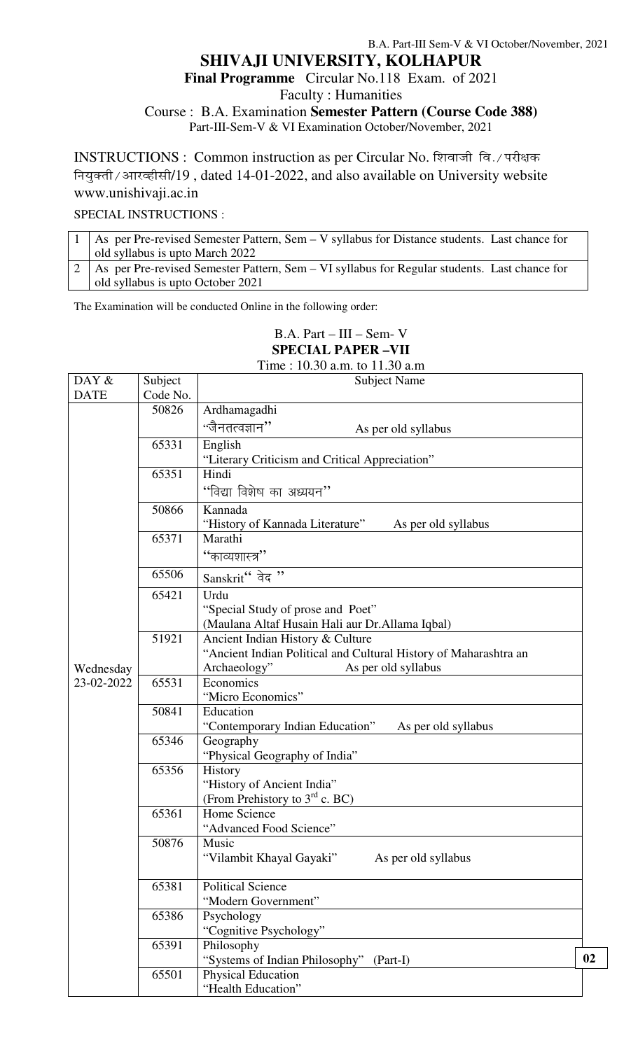B.A. Part-III Sem-V & VI October/November, 2021

# SHIVAJI UNIVERSITY, KOLHAPUR

**Final Programme** Circular No.118 Exam. of 2021

Faculty : Humanities

Course : B.A. Examination **Semester Pattern (Course Code 388)**

Part-III-Sem-V & VI Examination October/November, 2021

INSTRUCTIONS : Common instruction as per Circular No. शिवाजी वि./परीक्षक नियुक्ती/आरव्हीसी/19 , dated 14-01-2022, and also available on University website www.unishivaji.ac.in

SPECIAL INSTRUCTIONS :

| | |
|---|---|
| 1 | As per Pre-revised Semester Pattern, Sem – V syllabus for Distance students. Last chance for old syllabus is upto March 2022 |
| 2 | As per Pre-revised Semester Pattern, Sem – VI syllabus for Regular students. Last chance for old syllabus is upto October 2021 |

The Examination will be conducted Online in the following order:

B.A. Part – III – Sem- V

**SPECIAL PAPER –VII**

Time : 10.30 a.m. to 11.30 a.m

| DAY & DATE | Subject Code No. | Subject Name |
|---|---|---|
| Wednesday 23-02-2022 | 50826 | Ardhamagadhi<br>"जैनतत्वज्ञान" As per old syllabus |
| | 65331 | English<br>"Literary Criticism and Critical Appreciation" |
| | 65351 | Hindi<br>"विद्या विशेष का अध्ययन" |
| | 50866 | Kannada<br>"History of Kannada Literature" As per old syllabus |
| | 65371 | Marathi<br>"काव्यशास्त्र" |
| | 65506 | Sanskrit" वेद " |
| | 65421 | Urdu<br>"Special Study of prose and Poet"<br>(Maulana Altaf Husain Hali aur Dr.Allama Iqbal) |
| | 51921 | Ancient Indian History & Culture<br>"Ancient Indian Political and Cultural History of Maharashtra an Archaeology" As per old syllabus |
| | 65531 | Economics<br>"Micro Economics" |
| | 50841 | Education<br>"Contemporary Indian Education" As per old syllabus |
| | 65346 | Geography<br>"Physical Geography of India" |
| | 65356 | History<br>"History of Ancient India"<br>(From Prehistory to 3rd c. BC) |
| | 65361 | Home Science<br>"Advanced Food Science" |
| | 50876 | Music<br>"Vilambit Khayal Gayaki" As per old syllabus |
| | 65381 | Political Science<br>"Modern Government" |
| | 65386 | Psychology<br>"Cognitive Psychology" |
| | 65391 | Philosophy<br>"Systems of Indian Philosophy" (Part-I) |
| | 65501 | Physical Education<br>"Health Education" |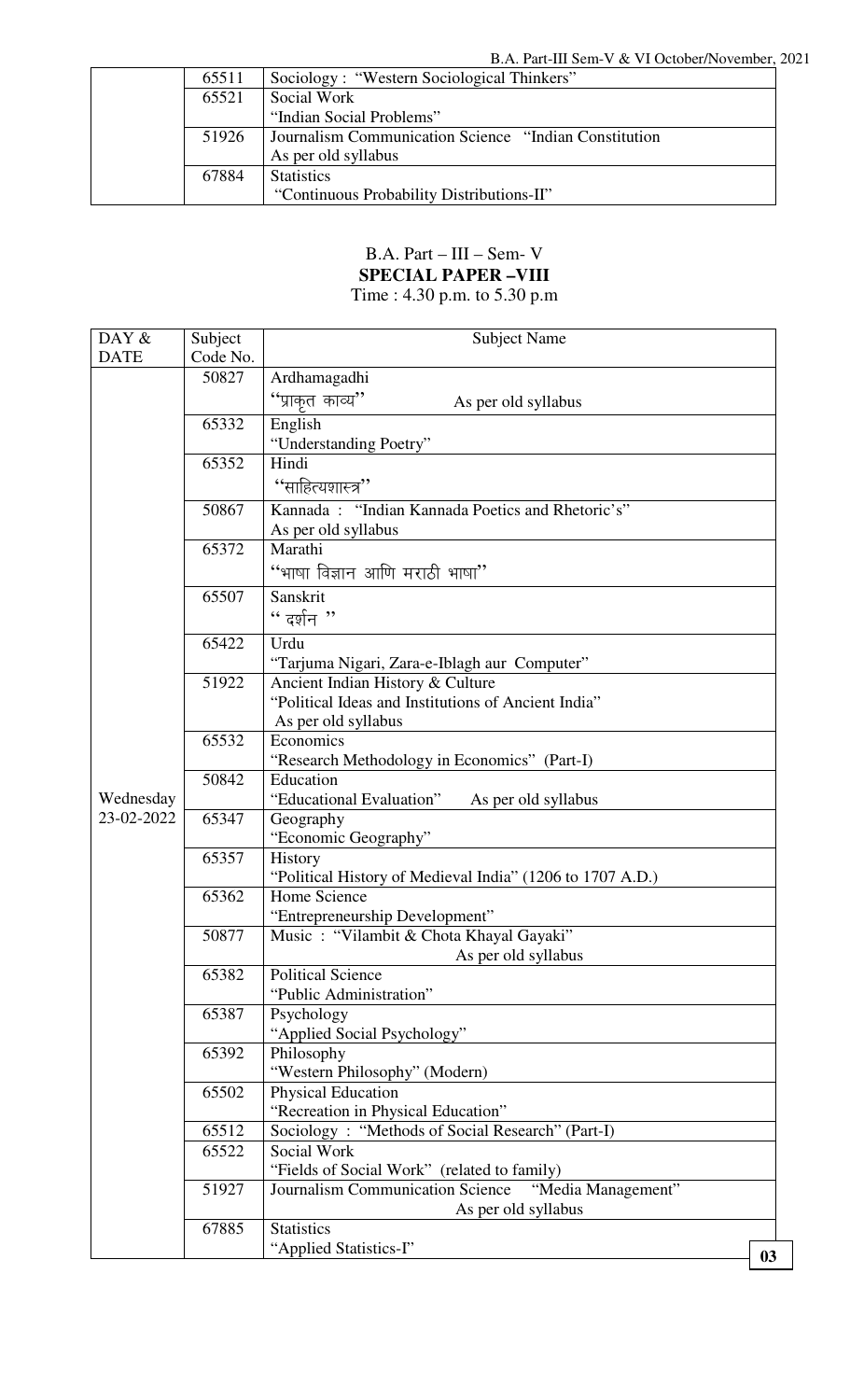| | | |
|---|---|---|
| | 65511 | Sociology : "Western Sociological Thinkers" |
| | 65521 | Social Work<br>"Indian Social Problems" |
| | 51926 | Journalism Communication Science "Indian Constitution<br>As per old syllabus |
| | 67884 | Statistics<br>"Continuous Probability Distributions-II" |

## B.A. Part – III – Sem- V
### SPECIAL PAPER –VIII
Time : 4.30 p.m. to 5.30 p.m

| DAY & DATE | Subject Code No. | Subject Name |
|---|---|---|
| Wednesday 23-02-2022 | 50827 | Ardhamagadhi<br>"प्राकृत काव्य" As per old syllabus |
| | 65332 | English<br>"Understanding Poetry" |
| | 65352 | Hindi<br>"साहित्यशास्त्र" |
| | 50867 | Kannada : "Indian Kannada Poetics and Rhetoric's"<br>As per old syllabus |
| | 65372 | Marathi<br>"भाषा विज्ञान आणि मराठी भाषा" |
| | 65507 | Sanskrit<br>" दर्शन " |
| | 65422 | Urdu<br>"Tarjuma Nigari, Zara-e-Iblagh aur Computer" |
| | 51922 | Ancient Indian History & Culture<br>"Political Ideas and Institutions of Ancient India"<br>As per old syllabus |
| | 65532 | Economics<br>"Research Methodology in Economics" (Part-I) |
| | 50842 | Education<br>"Educational Evaluation" As per old syllabus |
| | 65347 | Geography<br>"Economic Geography" |
| | 65357 | History<br>"Political History of Medieval India" (1206 to 1707 A.D.) |
| | 65362 | Home Science<br>"Entrepreneurship Development" |
| | 50877 | Music : "Vilambit & Chota Khayal Gayaki"<br>As per old syllabus |
| | 65382 | Political Science<br>"Public Administration" |
| | 65387 | Psychology<br>"Applied Social Psychology" |
| | 65392 | Philosophy<br>"Western Philosophy" (Modern) |
| | 65502 | Physical Education<br>"Recreation in Physical Education" |
| | 65512 | Sociology : "Methods of Social Research" (Part-I) |
| | 65522 | Social Work<br>"Fields of Social Work" (related to family) |
| | 51927 | Journalism Communication Science "Media Management"<br>As per old syllabus |
| | 67885 | Statistics<br>"Applied Statistics-I" |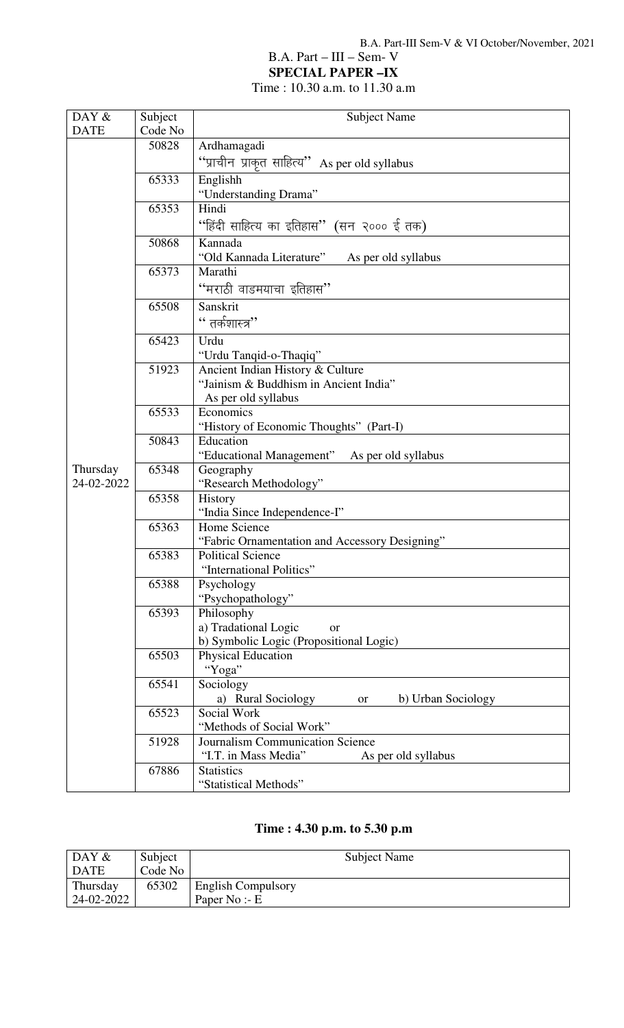B.A. Part-III Sem-V & VI October/November, 2021

## B.A. Part – III – Sem- V

## SPECIAL PAPER –IX

Time : 10.30 a.m. to 11.30 a.m

| DAY & DATE | Subject Code No | Subject Name |
|---|---|---|
| Thursday 24-02-2022 | 50828 | Ardhamagadi<br>"प्राचीन प्राकृत साहित्य" As per old syllabus |
| | 65333 | Englishh<br>"Understanding Drama" |
| | 65353 | Hindi<br>"हिंदी साहित्य का इतिहास" (सन २००० ई तक) |
| | 50868 | Kannada<br>"Old Kannada Literature" As per old syllabus |
| | 65373 | Marathi<br>"मराठी वाङमयाचा इतिहास" |
| | 65508 | Sanskrit<br>" तर्कशास्त्र" |
| | 65423 | Urdu<br>"Urdu Tanqid-o-Thaqiq" |
| | 51923 | Ancient Indian History & Culture<br>"Jainism & Buddhism in Ancient India"<br>As per old syllabus |
| | 65533 | Economics<br>"History of Economic Thoughts" (Part-I) |
| | 50843 | Education<br>"Educational Management" As per old syllabus |
| | 65348 | Geography<br>"Research Methodology" |
| | 65358 | History<br>"India Since Independence-I" |
| | 65363 | Home Science<br>"Fabric Ornamentation and Accessory Designing" |
| | 65383 | Political Science<br>"International Politics" |
| | 65388 | Psychology<br>"Psychopathology" |
| | 65393 | Philosophy<br>a) Tradational Logic or<br>b) Symbolic Logic (Propositional Logic) |
| | 65503 | Physical Education<br>"Yoga" |
| | 65541 | Sociology<br>a) Rural Sociology or b) Urban Sociology |
| | 65523 | Social Work<br>"Methods of Social Work" |
| | 51928 | Journalism Communication Science<br>"I.T. in Mass Media" As per old syllabus |
| | 67886 | Statistics<br>"Statistical Methods" |

### Time : 4.30 p.m. to 5.30 p.m

| DAY & DATE | Subject Code No | Subject Name |
|---|---|---|
| Thursday 24-02-2022 | 65302 | English Compulsory<br>Paper No :- E |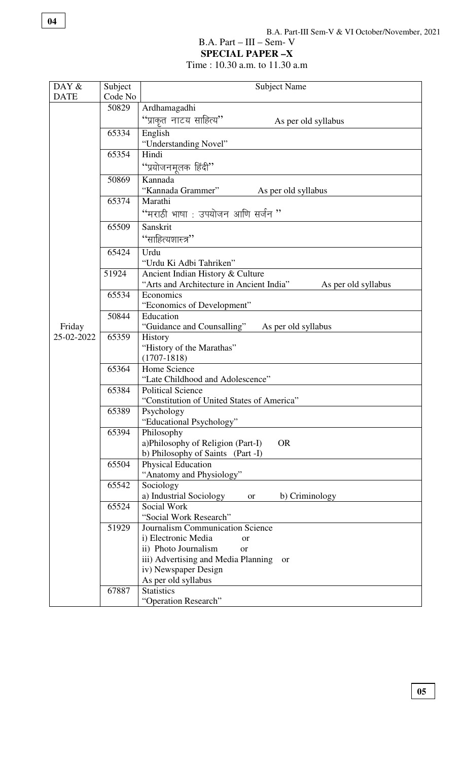B.A. Part-III Sem-V & VI October/November, 2021

B.A. Part – III – Sem- V

**SPECIAL PAPER –X**

Time : 10.30 a.m. to 11.30 a.m

| DAY & DATE | Subject Code No | Subject Name |
|---|---|---|
| Friday 25-02-2022 | 50829 | Ardhamagadhi<br>"प्राकृत नाटय साहित्य" As per old syllabus |
| | 65334 | English<br>"Understanding Novel" |
| | 65354 | Hindi<br>"प्रयोजनमूलक हिंदी" |
| | 50869 | Kannada<br>"Kannada Grammer" As per old syllabus |
| | 65374 | Marathi<br>"मराठी भाषा : उपयोजन आणि सर्जन " |
| | 65509 | Sanskrit<br>"साहित्यशास्त्र" |
| | 65424 | Urdu<br>"Urdu Ki Adbi Tahriken" |
| | 51924 | Ancient Indian History & Culture<br>"Arts and Architecture in Ancient India" As per old syllabus |
| | 65534 | Economics<br>"Economics of Development" |
| | 50844 | Education<br>"Guidance and Counsalling" As per old syllabus |
| | 65359 | History<br>"History of the Marathas"<br>(1707-1818) |
| | 65364 | Home Science<br>"Late Childhood and Adolescence" |
| | 65384 | Political Science<br>"Constitution of United States of America" |
| | 65389 | Psychology<br>"Educational Psychology" |
| | 65394 | Philosophy<br>a)Philosophy of Religion (Part-I) OR<br>b) Philosophy of Saints (Part -I) |
| | 65504 | Physical Education<br>"Anatomy and Physiology" |
| | 65542 | Sociology<br>a) Industrial Sociology or b) Criminology |
| | 65524 | Social Work<br>"Social Work Research" |
| | 51929 | Journalism Communication Science<br>i) Electronic Media or<br>ii) Photo Journalism or<br>iii) Advertising and Media Planning or<br>iv) Newspaper Design<br>As per old syllabus |
| | 67887 | Statistics<br>"Operation Research" |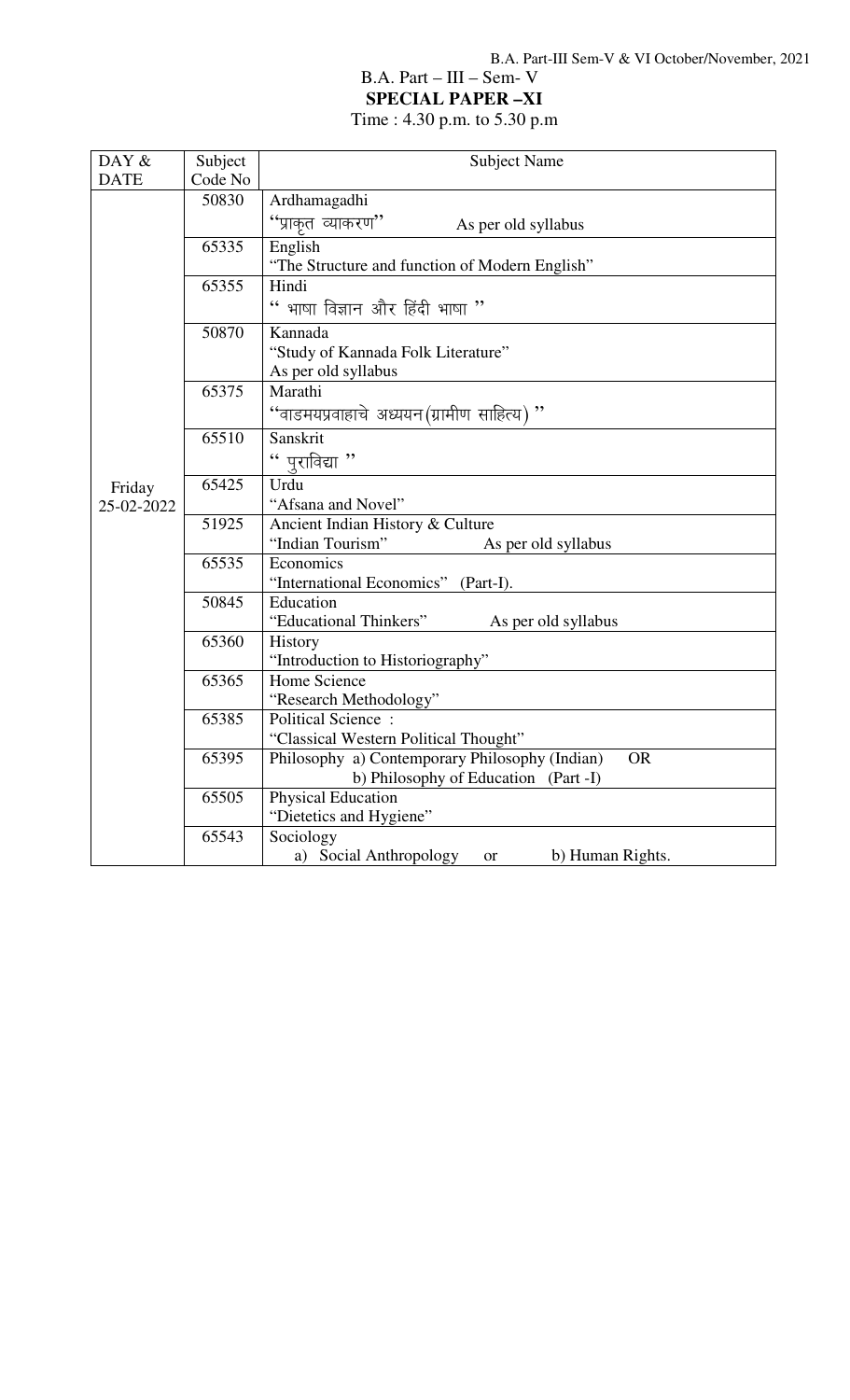B.A. Part – III – Sem- V

**SPECIAL PAPER –XI**

Time : 4.30 p.m. to 5.30 p.m

| DAY & DATE | Subject Code No | Subject Name |
|---|---|---|
| Friday 25-02-2022 | 50830 | Ardhamagadhi<br>"प्राकृत व्याकरण" As per old syllabus |
| | 65335 | English<br>"The Structure and function of Modern English" |
| | 65355 | Hindi<br>" भाषा विज्ञान और हिंदी भाषा " |
| | 50870 | Kannada<br>"Study of Kannada Folk Literature"<br>As per old syllabus |
| | 65375 | Marathi<br>"वाडमयप्रवाहाचे अध्ययन(ग्रामीण साहित्य) " |
| | 65510 | Sanskrit<br>" पुराविद्या " |
| | 65425 | Urdu<br>"Afsana and Novel" |
| | 51925 | Ancient Indian History & Culture<br>"Indian Tourism" As per old syllabus |
| | 65535 | Economics<br>"International Economics" (Part-I). |
| | 50845 | Education<br>"Educational Thinkers" As per old syllabus |
| | 65360 | History<br>"Introduction to Historiography" |
| | 65365 | Home Science<br>"Research Methodology" |
| | 65385 | Political Science :<br>"Classical Western Political Thought" |
| | 65395 | Philosophy a) Contemporary Philosophy (Indian) OR<br>b) Philosophy of Education (Part -I) |
| | 65505 | Physical Education<br>"Dietetics and Hygiene" |
| | 65543 | Sociology<br>a) Social Anthropology or b) Human Rights. |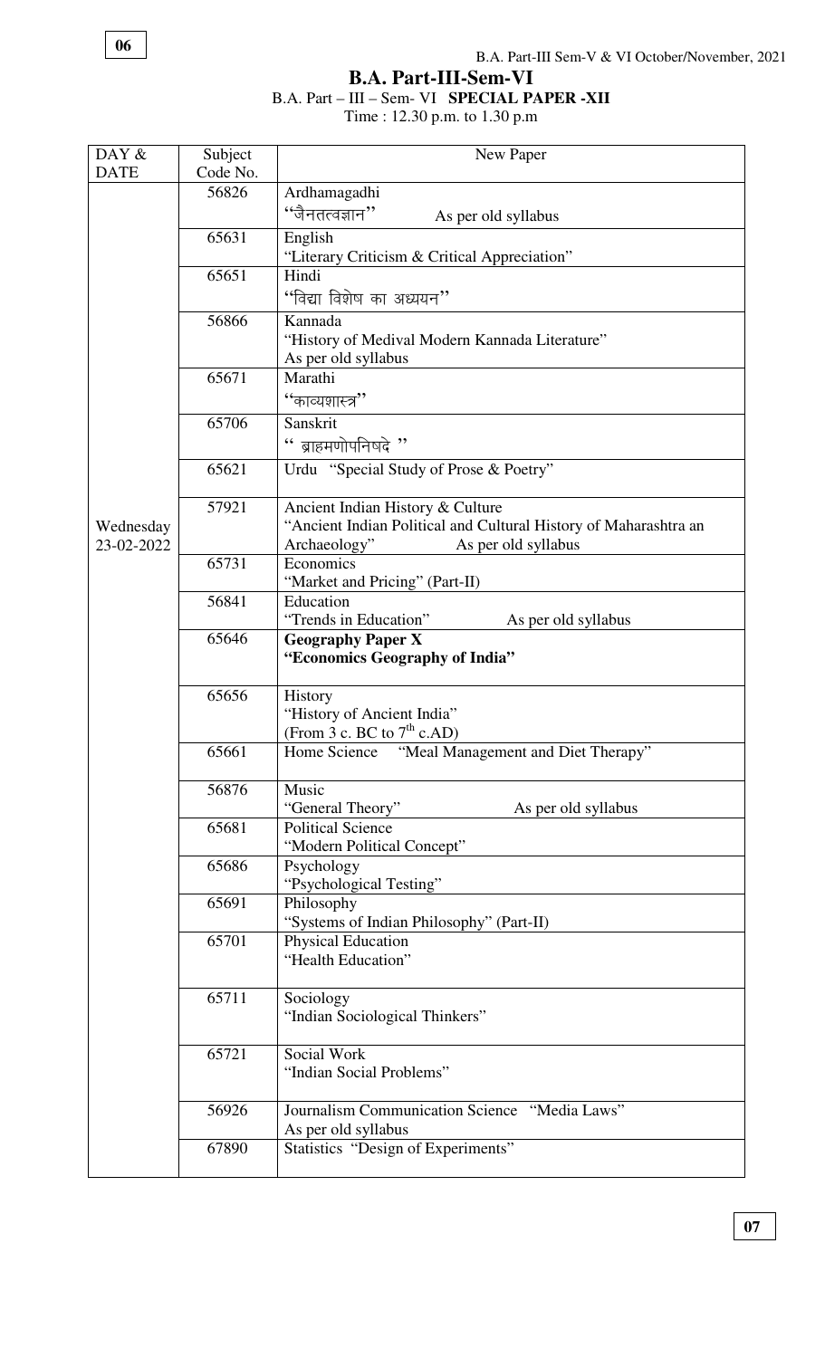# B.A. Part-III-Sem-VI

B.A. Part – III – Sem- VI **SPECIAL PAPER -XII**

Time : 12.30 p.m. to 1.30 p.m

| DAY & DATE | Subject Code No. | New Paper |
|---|---|---|
| Wednesday 23-02-2022 | 56826 | Ardhamagadhi "जैनतत्वज्ञान" As per old syllabus |
| | 65631 | English "Literary Criticism & Critical Appreciation" |
| | 65651 | Hindi "विद्या विशेष का अध्ययन" |
| | 56866 | Kannada "History of Medival Modern Kannada Literature" As per old syllabus |
| | 65671 | Marathi "काव्यशास्त्र" |
| | 65706 | Sanskrit " ब्राहमणोपनिषदे " |
| | 65621 | Urdu "Special Study of Prose & Poetry" |
| | 57921 | Ancient Indian History & Culture "Ancient Indian Political and Cultural History of Maharashtra an Archaeology" As per old syllabus |
| | 65731 | Economics "Market and Pricing" (Part-II) |
| | 56841 | Education "Trends in Education" As per old syllabus |
| | 65646 | **Geography Paper X "Economics Geography of India"** |
| | 65656 | History "History of Ancient India" (From 3 c. BC to 7th c.AD) |
| | 65661 | Home Science "Meal Management and Diet Therapy" |
| | 56876 | Music "General Theory" As per old syllabus |
| | 65681 | Political Science "Modern Political Concept" |
| | 65686 | Psychology "Psychological Testing" |
| | 65691 | Philosophy "Systems of Indian Philosophy" (Part-II) |
| | 65701 | Physical Education "Health Education" |
| | 65711 | Sociology "Indian Sociological Thinkers" |
| | 65721 | Social Work "Indian Social Problems" |
| | 56926 | Journalism Communication Science "Media Laws" As per old syllabus |
| | 67890 | Statistics "Design of Experiments" |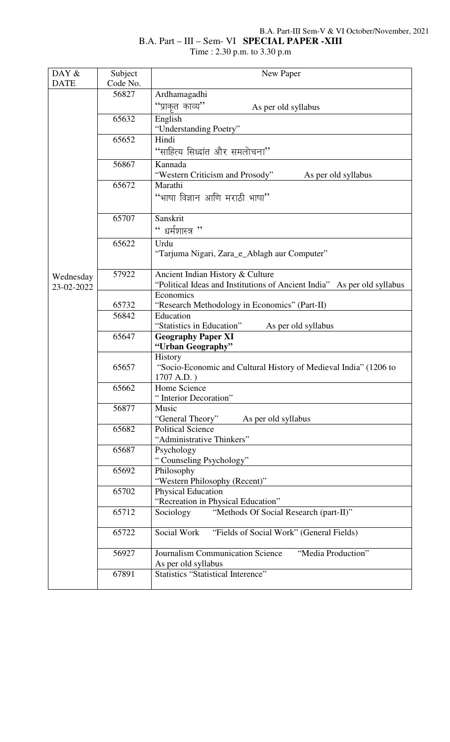B.A. Part-III Sem-V & VI October/November, 2021

## B.A. Part – III – Sem- VI **SPECIAL PAPER -XIII**

Time : 2.30 p.m. to 3.30 p.m

| DAY & DATE | Subject Code No. | New Paper |
|---|---|---|
| Wednesday 23-02-2022 | 56827 | Ardhamagadhi "प्राकृत काव्य" As per old syllabus |
| | 65632 | English "Understanding Poetry" |
| | 65652 | Hindi "साहित्य सिध्दांत और समलोचना" |
| | 56867 | Kannada "Western Criticism and Prosody" As per old syllabus |
| | 65672 | Marathi "भाषा विज्ञान आणि मराठी भाषा" |
| | 65707 | Sanskrit " धर्मशास्त्र " |
| | 65622 | Urdu "Tarjuma Nigari, Zara_e_Ablagh aur Computer" |
| | 57922 | Ancient Indian History & Culture "Political Ideas and Institutions of Ancient India" As per old syllabus |
| | 65732 | Economics "Research Methodology in Economics" (Part-II) |
| | 56842 | Education "Statistics in Education" As per old syllabus |
| | 65647 | **Geography Paper XI "Urban Geography"** |
| | 65657 | History "Socio-Economic and Cultural History of Medieval India" (1206 to 1707 A.D. ) |
| | 65662 | Home Science " Interior Decoration" |
| | 56877 | Music "General Theory" As per old syllabus |
| | 65682 | Political Science "Administrative Thinkers" |
| | 65687 | Psychology " Counseling Psychology" |
| | 65692 | Philosophy "Western Philosophy (Recent)" |
| | 65702 | Physical Education "Recreation in Physical Education" |
| | 65712 | Sociology "Methods Of Social Research (part-II)" |
| | 65722 | Social Work "Fields of Social Work" (General Fields) |
| | 56927 | Journalism Communication Science "Media Production" As per old syllabus |
| | 67891 | Statistics "Statistical Interence" |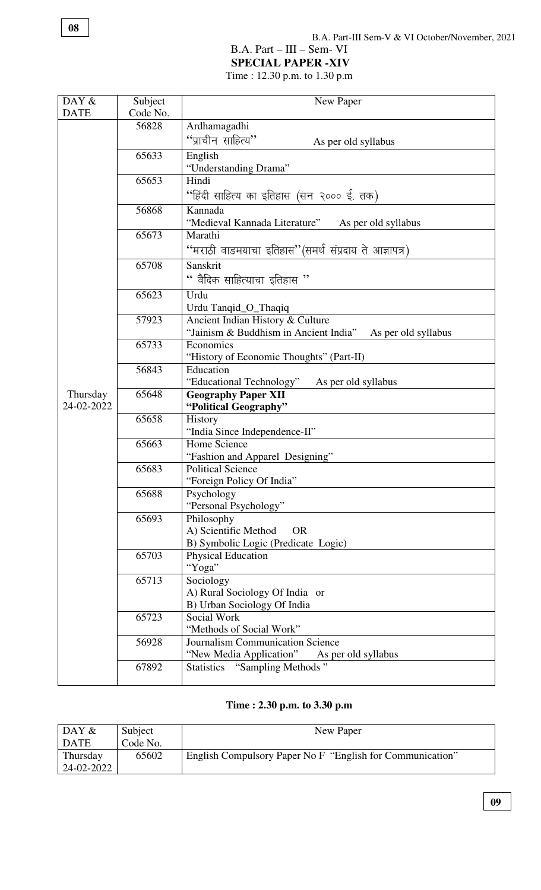B.A. Part – III – Sem- VI

**SPECIAL PAPER -XIV**

Time : 12.30 p.m. to 1.30 p.m

| DAY & DATE | Subject Code No. | New Paper |
|---|---|---|
| Thursday 24-02-2022 | 56828 | Ardhamagadhi "प्राचीन साहित्य" As per old syllabus |
| | 65633 | English "Understanding Drama" |
| | 65653 | Hindi "हिंदी साहित्य का इतिहास (सन २००० ई. तक) |
| | 56868 | Kannada "Medieval Kannada Literature" As per old syllabus |
| | 65673 | Marathi "मराठी वाङमयाचा इतिहास" (समर्थ संप्रदाय ते आज्ञापत्र) |
| | 65708 | Sanskrit " वैदिक साहित्याचा इतिहास " |
| | 65623 | Urdu Urdu Tanqid_O_Thaqiq |
| | 57923 | Ancient Indian History & Culture "Jainism & Buddhism in Ancient India" As per old syllabus |
| | 65733 | Economics "History of Economic Thoughts" (Part-II) |
| | 56843 | Education "Educational Technology" As per old syllabus |
| | 65648 | **Geography Paper XII "Political Geography"** |
| | 65658 | History "India Since Independence-II" |
| | 65663 | Home Science "Fashion and Apparel Designing" |
| | 65683 | Political Science "Foreign Policy Of India" |
| | 65688 | Psychology "Personal Psychology" |
| | 65693 | Philosophy A) Scientific Method OR B) Symbolic Logic (Predicate Logic) |
| | 65703 | Physical Education "Yoga" |
| | 65713 | Sociology A) Rural Sociology Of India or B) Urban Sociology Of India |
| | 65723 | Social Work "Methods of Social Work" |
| | 56928 | Journalism Communication Science "New Media Application" As per old syllabus |
| | 67892 | Statistics "Sampling Methods " |

**Time : 2.30 p.m. to 3.30 p.m**

| DAY & DATE | Subject Code No. | New Paper |
|---|---|---|
| Thursday 24-02-2022 | 65602 | English Compulsory Paper No F "English for Communication" |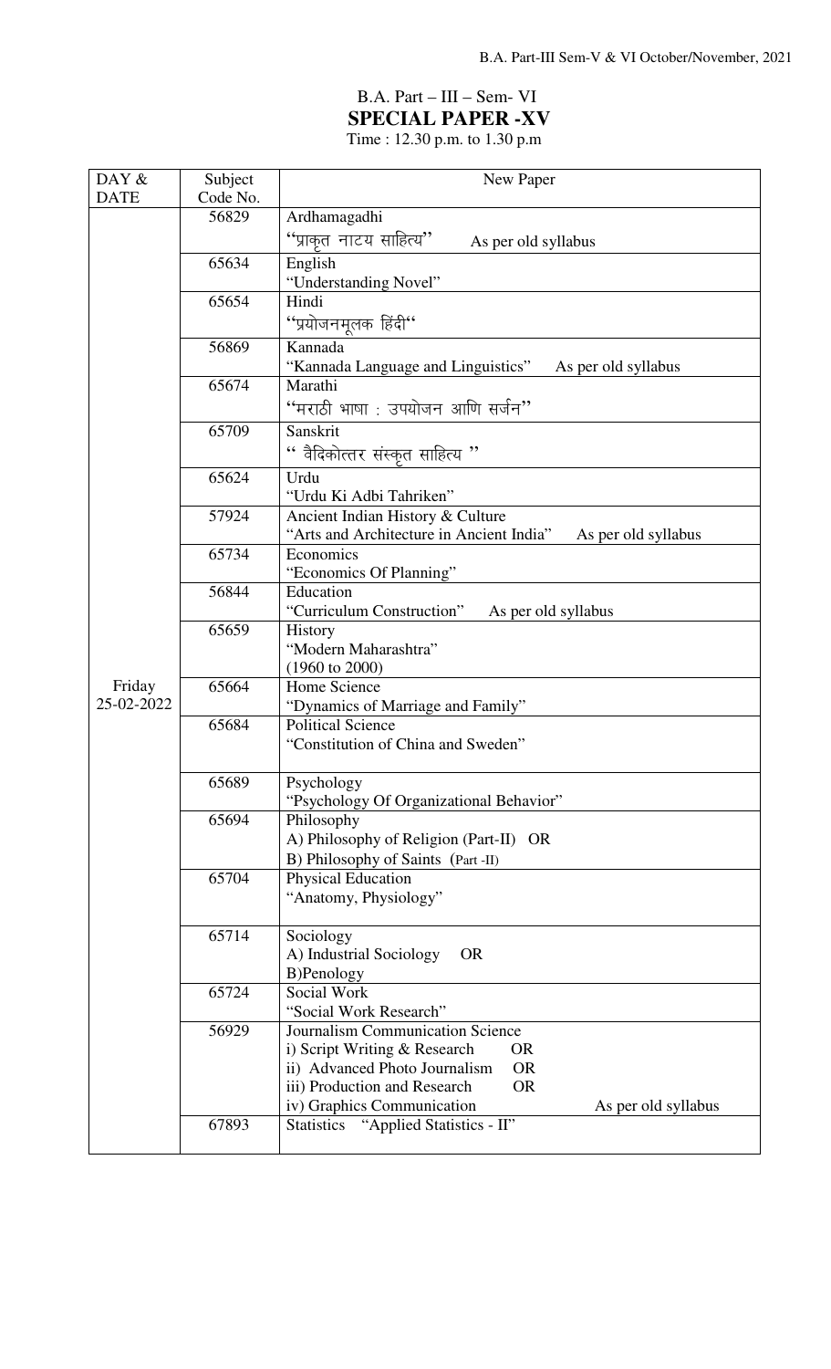B.A. Part – III – Sem- VI

**SPECIAL PAPER -XV**

Time : 12.30 p.m. to 1.30 p.m

| DAY & DATE | Subject Code No. | New Paper |
|---|---|---|
| Friday 25-02-2022 | 56829 | Ardhamagadhi<br>"प्राकृत नाटय साहित्य" As per old syllabus |
| | 65634 | English<br>"Understanding Novel" |
| | 65654 | Hindi<br>"प्रयोजनमूलक हिंदी" |
| | 56869 | Kannada<br>"Kannada Language and Linguistics" As per old syllabus |
| | 65674 | Marathi<br>"मराठी भाषा : उपयोजन आणि सर्जन" |
| | 65709 | Sanskrit<br>" वैदिकोत्तर संस्कृत साहित्य " |
| | 65624 | Urdu<br>"Urdu Ki Adbi Tahriken" |
| | 57924 | Ancient Indian History & Culture<br>"Arts and Architecture in Ancient India" As per old syllabus |
| | 65734 | Economics<br>"Economics Of Planning" |
| | 56844 | Education<br>"Curriculum Construction" As per old syllabus |
| | 65659 | History<br>"Modern Maharashtra"<br>(1960 to 2000) |
| | 65664 | Home Science<br>"Dynamics of Marriage and Family" |
| | 65684 | Political Science<br>"Constitution of China and Sweden" |
| | 65689 | Psychology<br>"Psychology Of Organizational Behavior" |
| | 65694 | Philosophy<br>A) Philosophy of Religion (Part-II) OR<br>B) Philosophy of Saints (Part -II) |
| | 65704 | Physical Education<br>"Anatomy, Physiology" |
| | 65714 | Sociology<br>A) Industrial Sociology OR<br>B)Penology |
| | 65724 | Social Work<br>"Social Work Research" |
| | 56929 | Journalism Communication Science<br>i) Script Writing & Research OR<br>ii) Advanced Photo Journalism OR<br>iii) Production and Research OR<br>iv) Graphics Communication As per old syllabus |
| | 67893 | Statistics "Applied Statistics - II" |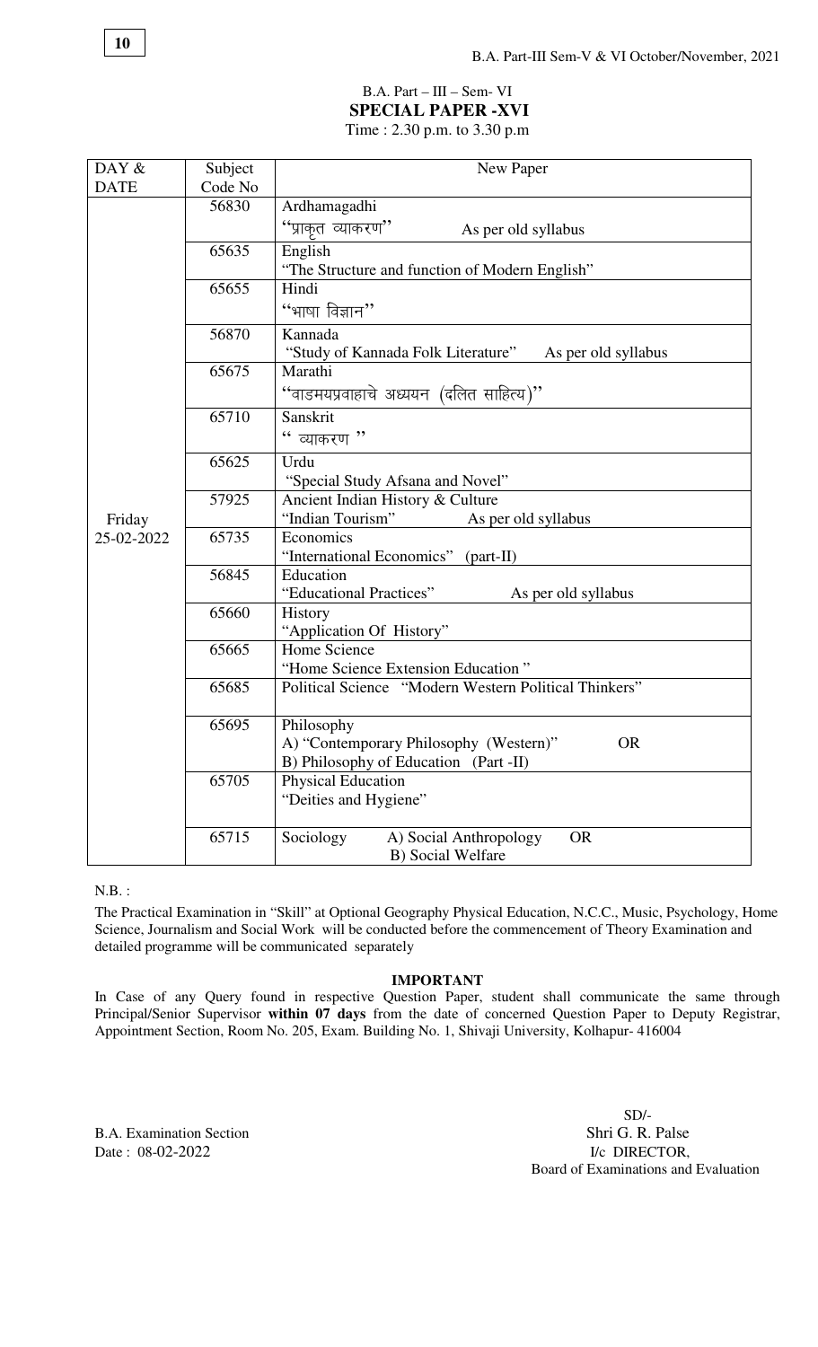B.A. Part – III – Sem- VI

**SPECIAL PAPER -XVI**

Time : 2.30 p.m. to 3.30 p.m

| DAY & DATE | Subject Code No | New Paper |
|---|---|---|
| Friday 25-02-2022 | 56830 | Ardhamagadhi<br>"प्राकृत व्याकरण" As per old syllabus |
| | 65635 | English<br>"The Structure and function of Modern English" |
| | 65655 | Hindi<br>"भाषा विज्ञान" |
| | 56870 | Kannada<br>"Study of Kannada Folk Literature" As per old syllabus |
| | 65675 | Marathi<br>"वाडमयप्रवाहाचे अध्ययन (दलित साहित्य)" |
| | 65710 | Sanskrit<br>" व्याकरण " |
| | 65625 | Urdu<br>"Special Study Afsana and Novel" |
| | 57925 | Ancient Indian History & Culture<br>"Indian Tourism" As per old syllabus |
| | 65735 | Economics<br>"International Economics" (part-II) |
| | 56845 | Education<br>"Educational Practices" As per old syllabus |
| | 65660 | History<br>"Application Of History" |
| | 65665 | Home Science<br>"Home Science Extension Education " |
| | 65685 | Political Science "Modern Western Political Thinkers" |
| | 65695 | Philosophy<br>A) "Contemporary Philosophy (Western)" OR<br>B) Philosophy of Education (Part -II) |
| | 65705 | Physical Education<br>"Deities and Hygiene" |
| | 65715 | Sociology A) Social Anthropology OR<br>B) Social Welfare |

N.B. :

The Practical Examination in "Skill" at Optional Geography Physical Education, N.C.C., Music, Psychology, Home Science, Journalism and Social Work will be conducted before the commencement of Theory Examination and detailed programme will be communicated separately

**IMPORTANT**

In Case of any Query found in respective Question Paper, student shall communicate the same through Principal/Senior Supervisor **within 07 days** from the date of concerned Question Paper to Deputy Registrar, Appointment Section, Room No. 205, Exam. Building No. 1, Shivaji University, Kolhapur- 416004

SD/-
Shri G. R. Palse
I/c DIRECTOR,
Board of Examinations and Evaluation

B.A. Examination Section
Date : 08-02-2022